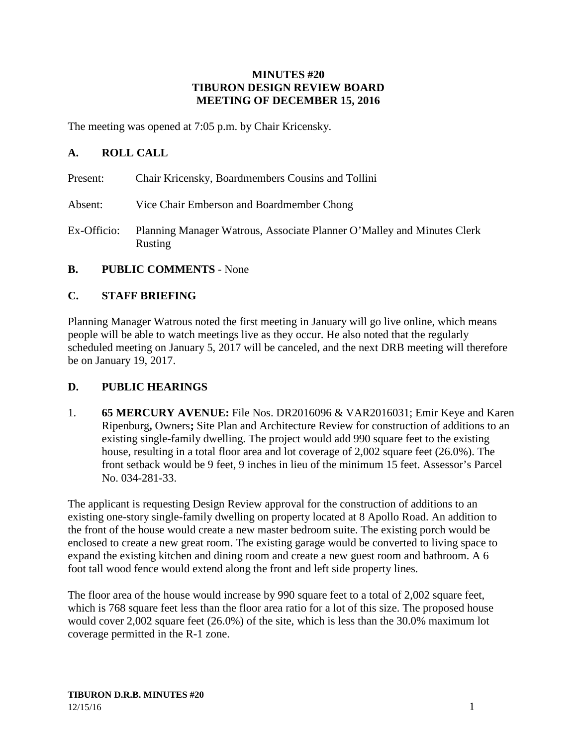**MINUTES #20**
**TIBURON DESIGN REVIEW BOARD**
**MEETING OF DECEMBER 15, 2016**

The meeting was opened at 7:05 p.m. by Chair Kricensky.

## A. ROLL CALL

Present: Chair Kricensky, Boardmembers Cousins and Tollini

Absent: Vice Chair Emberson and Boardmember Chong

Ex-Officio: Planning Manager Watrous, Associate Planner O'Malley and Minutes Clerk Rusting

## B. PUBLIC COMMENTS - None

## C. STAFF BRIEFING

Planning Manager Watrous noted the first meeting in January will go live online, which means people will be able to watch meetings live as they occur. He also noted that the regularly scheduled meeting on January 5, 2017 will be canceled, and the next DRB meeting will therefore be on January 19, 2017.

## D. PUBLIC HEARINGS

1. **65 MERCURY AVENUE:** File Nos. DR2016096 & VAR2016031; Emir Keye and Karen Ripenburg**,** Owners**;** Site Plan and Architecture Review for construction of additions to an existing single-family dwelling. The project would add 990 square feet to the existing house, resulting in a total floor area and lot coverage of 2,002 square feet (26.0%). The front setback would be 9 feet, 9 inches in lieu of the minimum 15 feet. Assessor's Parcel No. 034-281-33.

The applicant is requesting Design Review approval for the construction of additions to an existing one-story single-family dwelling on property located at 8 Apollo Road. An addition to the front of the house would create a new master bedroom suite. The existing porch would be enclosed to create a new great room. The existing garage would be converted to living space to expand the existing kitchen and dining room and create a new guest room and bathroom. A 6 foot tall wood fence would extend along the front and left side property lines.

The floor area of the house would increase by 990 square feet to a total of 2,002 square feet, which is 768 square feet less than the floor area ratio for a lot of this size. The proposed house would cover 2,002 square feet (26.0%) of the site, which is less than the 30.0% maximum lot coverage permitted in the R-1 zone.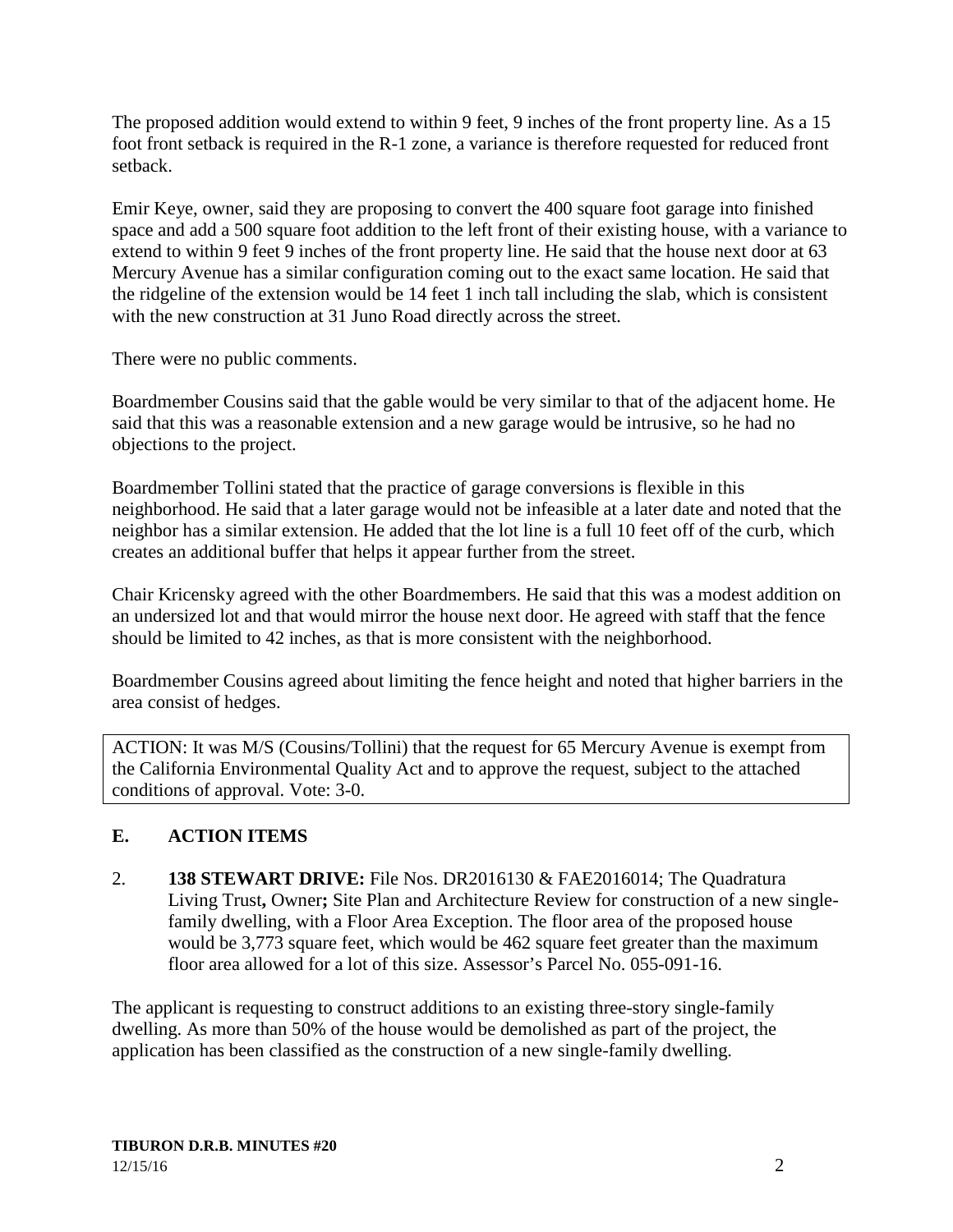The proposed addition would extend to within 9 feet, 9 inches of the front property line. As a 15 foot front setback is required in the R-1 zone, a variance is therefore requested for reduced front setback.

Emir Keye, owner, said they are proposing to convert the 400 square foot garage into finished space and add a 500 square foot addition to the left front of their existing house, with a variance to extend to within 9 feet 9 inches of the front property line. He said that the house next door at 63 Mercury Avenue has a similar configuration coming out to the exact same location. He said that the ridgeline of the extension would be 14 feet 1 inch tall including the slab, which is consistent with the new construction at 31 Juno Road directly across the street.

There were no public comments.

Boardmember Cousins said that the gable would be very similar to that of the adjacent home. He said that this was a reasonable extension and a new garage would be intrusive, so he had no objections to the project.

Boardmember Tollini stated that the practice of garage conversions is flexible in this neighborhood. He said that a later garage would not be infeasible at a later date and noted that the neighbor has a similar extension. He added that the lot line is a full 10 feet off of the curb, which creates an additional buffer that helps it appear further from the street.

Chair Kricensky agreed with the other Boardmembers. He said that this was a modest addition on an undersized lot and that would mirror the house next door. He agreed with staff that the fence should be limited to 42 inches, as that is more consistent with the neighborhood.

Boardmember Cousins agreed about limiting the fence height and noted that higher barriers in the area consist of hedges.

ACTION: It was M/S (Cousins/Tollini) that the request for 65 Mercury Avenue is exempt from the California Environmental Quality Act and to approve the request, subject to the attached conditions of approval. Vote: 3-0.

## E. ACTION ITEMS

2. **138 STEWART DRIVE:** File Nos. DR2016130 & FAE2016014; The Quadratura Living Trust**,** Owner**;** Site Plan and Architecture Review for construction of a new single-family dwelling, with a Floor Area Exception. The floor area of the proposed house would be 3,773 square feet, which would be 462 square feet greater than the maximum floor area allowed for a lot of this size. Assessor's Parcel No. 055-091-16.

The applicant is requesting to construct additions to an existing three-story single-family dwelling. As more than 50% of the house would be demolished as part of the project, the application has been classified as the construction of a new single-family dwelling.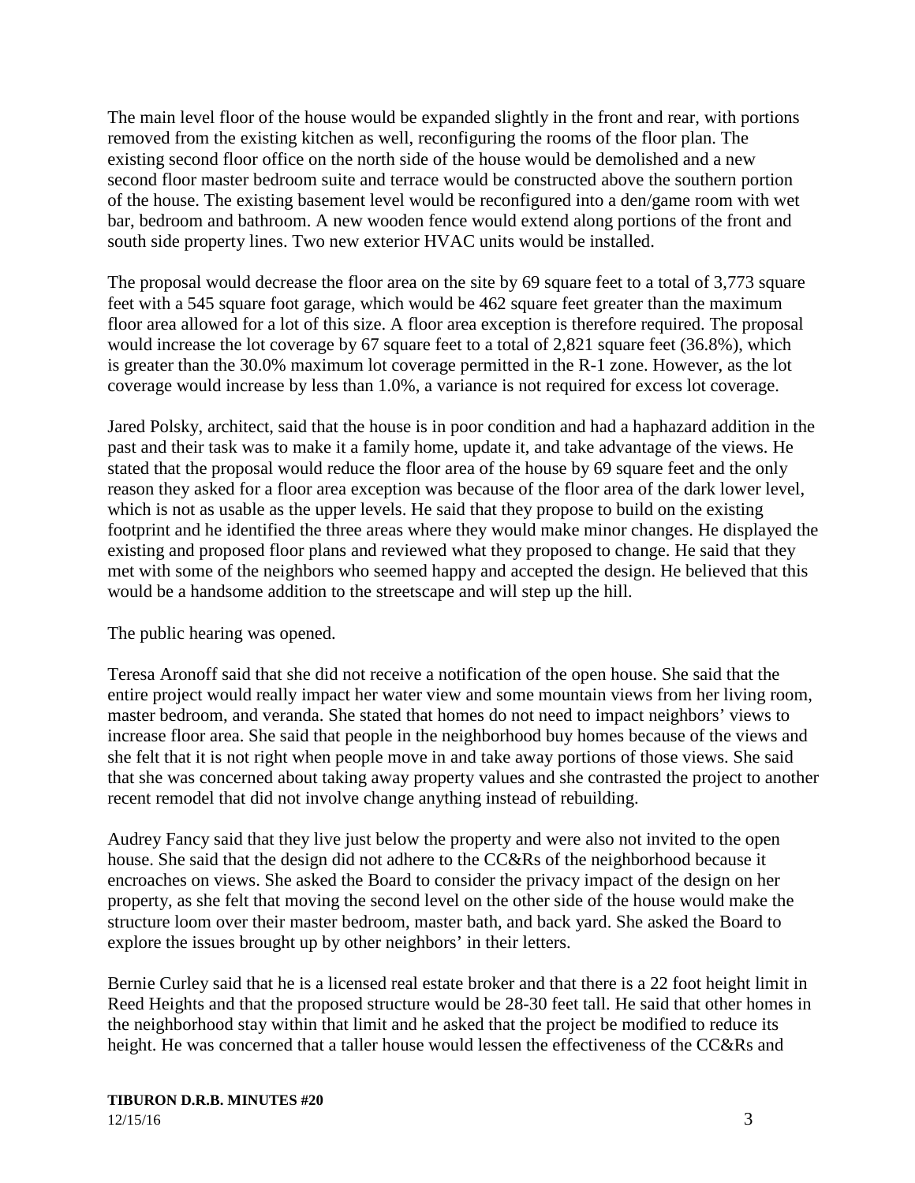The main level floor of the house would be expanded slightly in the front and rear, with portions removed from the existing kitchen as well, reconfiguring the rooms of the floor plan. The existing second floor office on the north side of the house would be demolished and a new second floor master bedroom suite and terrace would be constructed above the southern portion of the house. The existing basement level would be reconfigured into a den/game room with wet bar, bedroom and bathroom. A new wooden fence would extend along portions of the front and south side property lines. Two new exterior HVAC units would be installed.

The proposal would decrease the floor area on the site by 69 square feet to a total of 3,773 square feet with a 545 square foot garage, which would be 462 square feet greater than the maximum floor area allowed for a lot of this size. A floor area exception is therefore required. The proposal would increase the lot coverage by 67 square feet to a total of 2,821 square feet (36.8%), which is greater than the 30.0% maximum lot coverage permitted in the R-1 zone. However, as the lot coverage would increase by less than 1.0%, a variance is not required for excess lot coverage.

Jared Polsky, architect, said that the house is in poor condition and had a haphazard addition in the past and their task was to make it a family home, update it, and take advantage of the views. He stated that the proposal would reduce the floor area of the house by 69 square feet and the only reason they asked for a floor area exception was because of the floor area of the dark lower level, which is not as usable as the upper levels. He said that they propose to build on the existing footprint and he identified the three areas where they would make minor changes. He displayed the existing and proposed floor plans and reviewed what they proposed to change. He said that they met with some of the neighbors who seemed happy and accepted the design. He believed that this would be a handsome addition to the streetscape and will step up the hill.

The public hearing was opened.

Teresa Aronoff said that she did not receive a notification of the open house. She said that the entire project would really impact her water view and some mountain views from her living room, master bedroom, and veranda. She stated that homes do not need to impact neighbors' views to increase floor area. She said that people in the neighborhood buy homes because of the views and she felt that it is not right when people move in and take away portions of those views. She said that she was concerned about taking away property values and she contrasted the project to another recent remodel that did not involve change anything instead of rebuilding.

Audrey Fancy said that they live just below the property and were also not invited to the open house. She said that the design did not adhere to the CC&Rs of the neighborhood because it encroaches on views. She asked the Board to consider the privacy impact of the design on her property, as she felt that moving the second level on the other side of the house would make the structure loom over their master bedroom, master bath, and back yard. She asked the Board to explore the issues brought up by other neighbors' in their letters.

Bernie Curley said that he is a licensed real estate broker and that there is a 22 foot height limit in Reed Heights and that the proposed structure would be 28-30 feet tall. He said that other homes in the neighborhood stay within that limit and he asked that the project be modified to reduce its height. He was concerned that a taller house would lessen the effectiveness of the CC&Rs and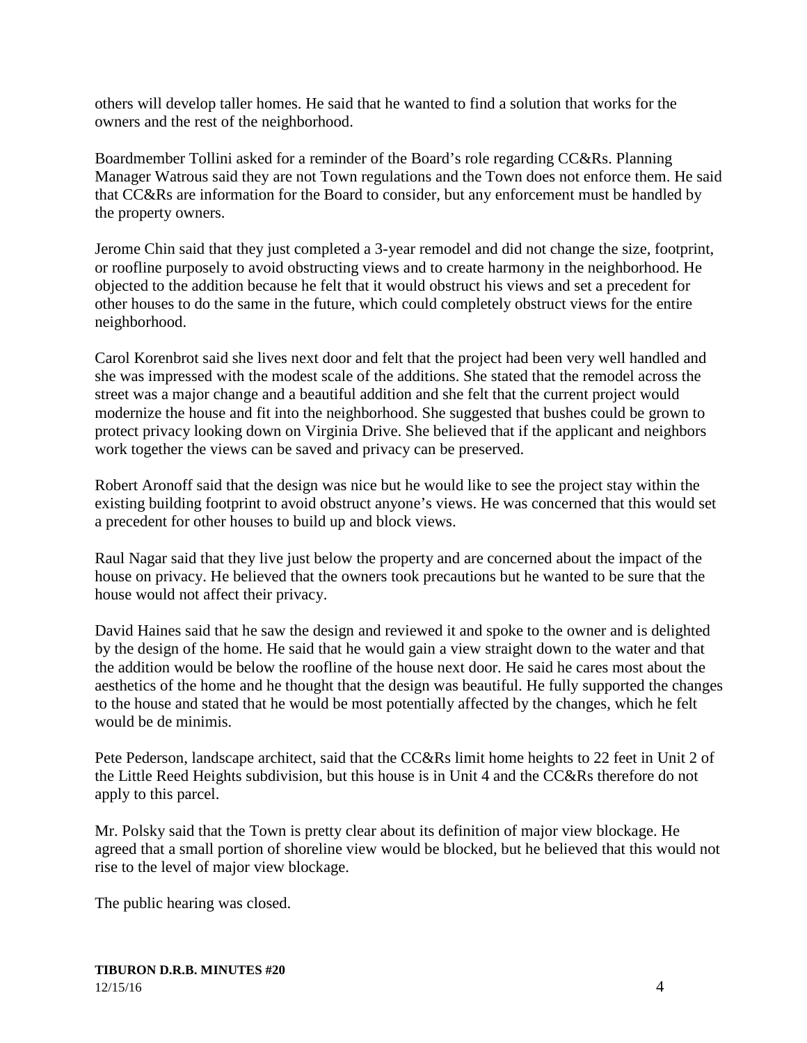others will develop taller homes. He said that he wanted to find a solution that works for the owners and the rest of the neighborhood.

Boardmember Tollini asked for a reminder of the Board's role regarding CC&Rs. Planning Manager Watrous said they are not Town regulations and the Town does not enforce them. He said that CC&Rs are information for the Board to consider, but any enforcement must be handled by the property owners.

Jerome Chin said that they just completed a 3-year remodel and did not change the size, footprint, or roofline purposely to avoid obstructing views and to create harmony in the neighborhood. He objected to the addition because he felt that it would obstruct his views and set a precedent for other houses to do the same in the future, which could completely obstruct views for the entire neighborhood.

Carol Korenbrot said she lives next door and felt that the project had been very well handled and she was impressed with the modest scale of the additions. She stated that the remodel across the street was a major change and a beautiful addition and she felt that the current project would modernize the house and fit into the neighborhood. She suggested that bushes could be grown to protect privacy looking down on Virginia Drive. She believed that if the applicant and neighbors work together the views can be saved and privacy can be preserved.

Robert Aronoff said that the design was nice but he would like to see the project stay within the existing building footprint to avoid obstruct anyone's views. He was concerned that this would set a precedent for other houses to build up and block views.

Raul Nagar said that they live just below the property and are concerned about the impact of the house on privacy. He believed that the owners took precautions but he wanted to be sure that the house would not affect their privacy.

David Haines said that he saw the design and reviewed it and spoke to the owner and is delighted by the design of the home. He said that he would gain a view straight down to the water and that the addition would be below the roofline of the house next door. He said he cares most about the aesthetics of the home and he thought that the design was beautiful. He fully supported the changes to the house and stated that he would be most potentially affected by the changes, which he felt would be de minimis.

Pete Pederson, landscape architect, said that the CC&Rs limit home heights to 22 feet in Unit 2 of the Little Reed Heights subdivision, but this house is in Unit 4 and the CC&Rs therefore do not apply to this parcel.

Mr. Polsky said that the Town is pretty clear about its definition of major view blockage. He agreed that a small portion of shoreline view would be blocked, but he believed that this would not rise to the level of major view blockage.

The public hearing was closed.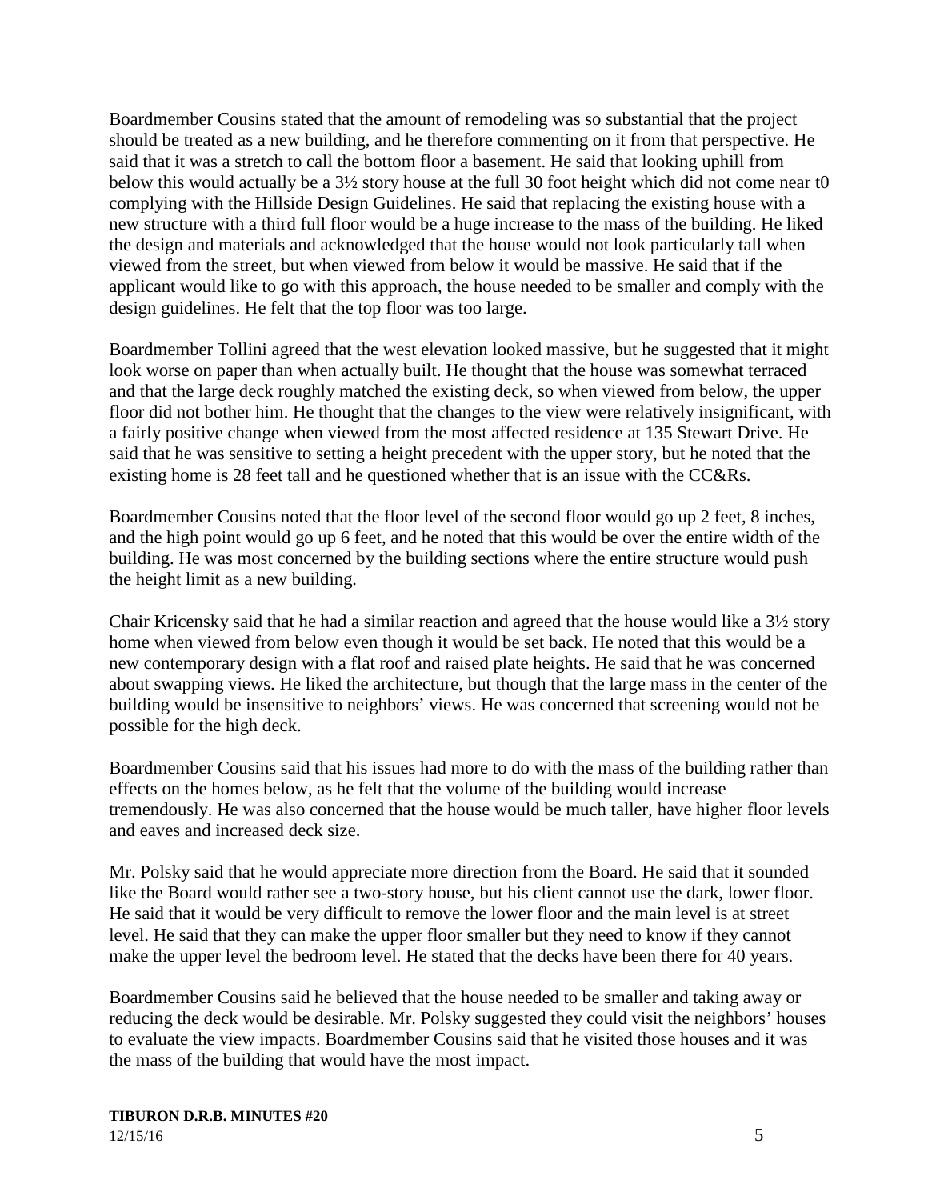Boardmember Cousins stated that the amount of remodeling was so substantial that the project should be treated as a new building, and he therefore commenting on it from that perspective. He said that it was a stretch to call the bottom floor a basement. He said that looking uphill from below this would actually be a 3½ story house at the full 30 foot height which did not come near t0 complying with the Hillside Design Guidelines. He said that replacing the existing house with a new structure with a third full floor would be a huge increase to the mass of the building. He liked the design and materials and acknowledged that the house would not look particularly tall when viewed from the street, but when viewed from below it would be massive. He said that if the applicant would like to go with this approach, the house needed to be smaller and comply with the design guidelines. He felt that the top floor was too large.

Boardmember Tollini agreed that the west elevation looked massive, but he suggested that it might look worse on paper than when actually built. He thought that the house was somewhat terraced and that the large deck roughly matched the existing deck, so when viewed from below, the upper floor did not bother him. He thought that the changes to the view were relatively insignificant, with a fairly positive change when viewed from the most affected residence at 135 Stewart Drive. He said that he was sensitive to setting a height precedent with the upper story, but he noted that the existing home is 28 feet tall and he questioned whether that is an issue with the CC&Rs.

Boardmember Cousins noted that the floor level of the second floor would go up 2 feet, 8 inches, and the high point would go up 6 feet, and he noted that this would be over the entire width of the building. He was most concerned by the building sections where the entire structure would push the height limit as a new building.

Chair Kricensky said that he had a similar reaction and agreed that the house would like a 3½ story home when viewed from below even though it would be set back. He noted that this would be a new contemporary design with a flat roof and raised plate heights. He said that he was concerned about swapping views. He liked the architecture, but though that the large mass in the center of the building would be insensitive to neighbors' views. He was concerned that screening would not be possible for the high deck.

Boardmember Cousins said that his issues had more to do with the mass of the building rather than effects on the homes below, as he felt that the volume of the building would increase tremendously. He was also concerned that the house would be much taller, have higher floor levels and eaves and increased deck size.

Mr. Polsky said that he would appreciate more direction from the Board. He said that it sounded like the Board would rather see a two-story house, but his client cannot use the dark, lower floor. He said that it would be very difficult to remove the lower floor and the main level is at street level. He said that they can make the upper floor smaller but they need to know if they cannot make the upper level the bedroom level. He stated that the decks have been there for 40 years.

Boardmember Cousins said he believed that the house needed to be smaller and taking away or reducing the deck would be desirable. Mr. Polsky suggested they could visit the neighbors' houses to evaluate the view impacts. Boardmember Cousins said that he visited those houses and it was the mass of the building that would have the most impact.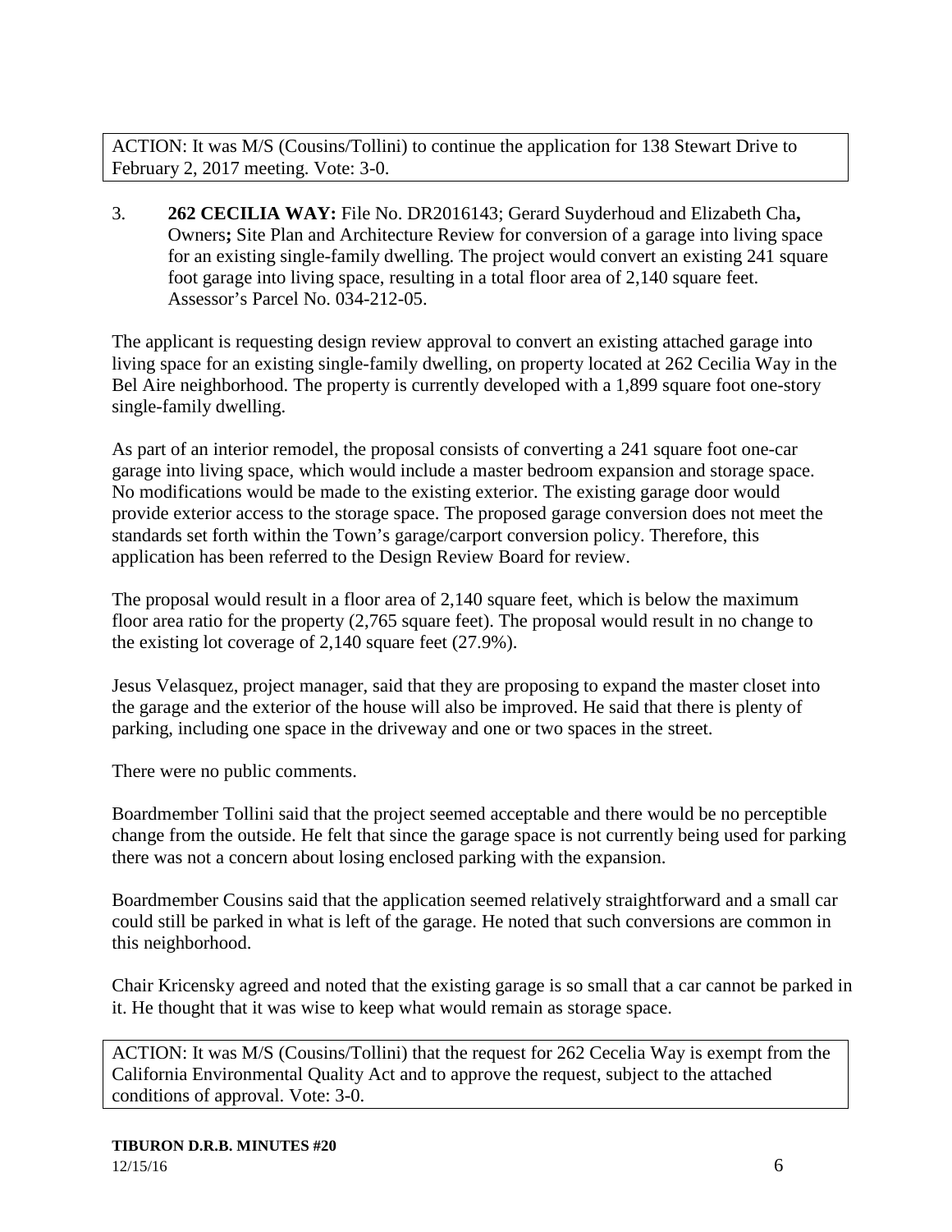ACTION: It was M/S (Cousins/Tollini) to continue the application for 138 Stewart Drive to February 2, 2017 meeting. Vote: 3-0.

3. **262 CECILIA WAY:** File No. DR2016143; Gerard Suyderhoud and Elizabeth Cha**,** Owners**;** Site Plan and Architecture Review for conversion of a garage into living space for an existing single-family dwelling. The project would convert an existing 241 square foot garage into living space, resulting in a total floor area of 2,140 square feet. Assessor's Parcel No. 034-212-05.

The applicant is requesting design review approval to convert an existing attached garage into living space for an existing single-family dwelling, on property located at 262 Cecilia Way in the Bel Aire neighborhood. The property is currently developed with a 1,899 square foot one-story single-family dwelling.

As part of an interior remodel, the proposal consists of converting a 241 square foot one-car garage into living space, which would include a master bedroom expansion and storage space. No modifications would be made to the existing exterior. The existing garage door would provide exterior access to the storage space. The proposed garage conversion does not meet the standards set forth within the Town's garage/carport conversion policy. Therefore, this application has been referred to the Design Review Board for review.

The proposal would result in a floor area of 2,140 square feet, which is below the maximum floor area ratio for the property (2,765 square feet). The proposal would result in no change to the existing lot coverage of 2,140 square feet (27.9%).

Jesus Velasquez, project manager, said that they are proposing to expand the master closet into the garage and the exterior of the house will also be improved. He said that there is plenty of parking, including one space in the driveway and one or two spaces in the street.

There were no public comments.

Boardmember Tollini said that the project seemed acceptable and there would be no perceptible change from the outside. He felt that since the garage space is not currently being used for parking there was not a concern about losing enclosed parking with the expansion.

Boardmember Cousins said that the application seemed relatively straightforward and a small car could still be parked in what is left of the garage. He noted that such conversions are common in this neighborhood.

Chair Kricensky agreed and noted that the existing garage is so small that a car cannot be parked in it. He thought that it was wise to keep what would remain as storage space.

ACTION: It was M/S (Cousins/Tollini) that the request for 262 Cecilia Way is exempt from the California Environmental Quality Act and to approve the request, subject to the attached conditions of approval. Vote: 3-0.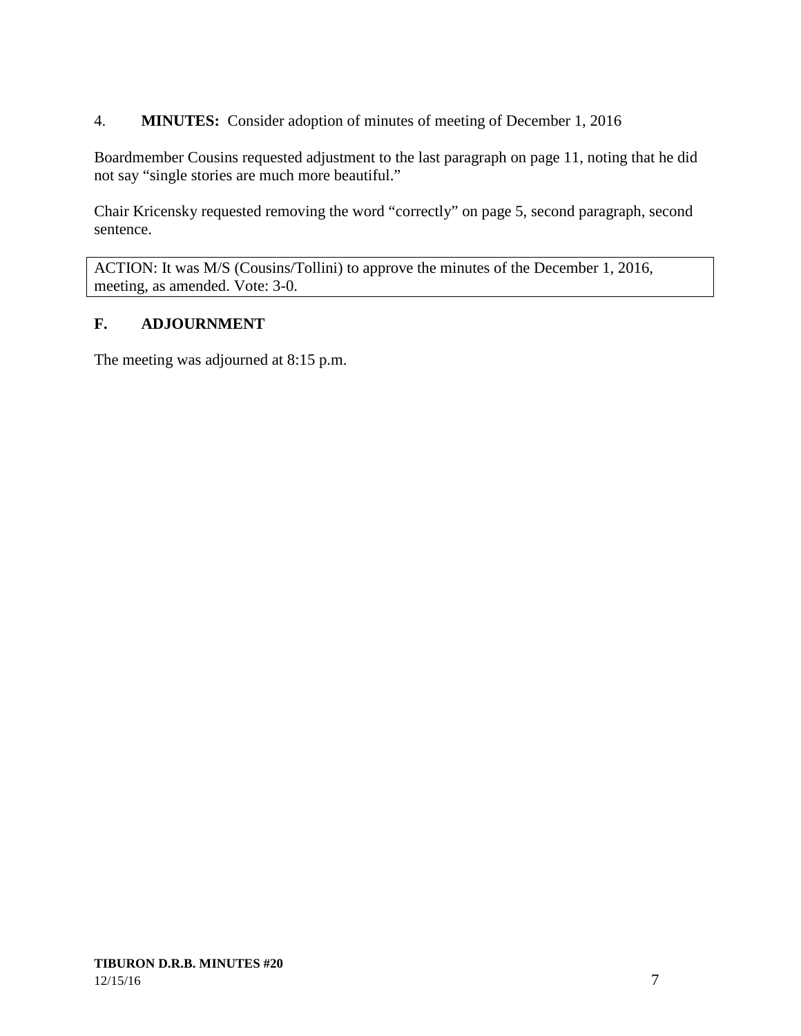4. **MINUTES:** Consider adoption of minutes of meeting of December 1, 2016

Boardmember Cousins requested adjustment to the last paragraph on page 11, noting that he did not say "single stories are much more beautiful."

Chair Kricensky requested removing the word "correctly" on page 5, second paragraph, second sentence.

ACTION: It was M/S (Cousins/Tollini) to approve the minutes of the December 1, 2016, meeting, as amended. Vote: 3-0.

## F. ADJOURNMENT

The meeting was adjourned at 8:15 p.m.